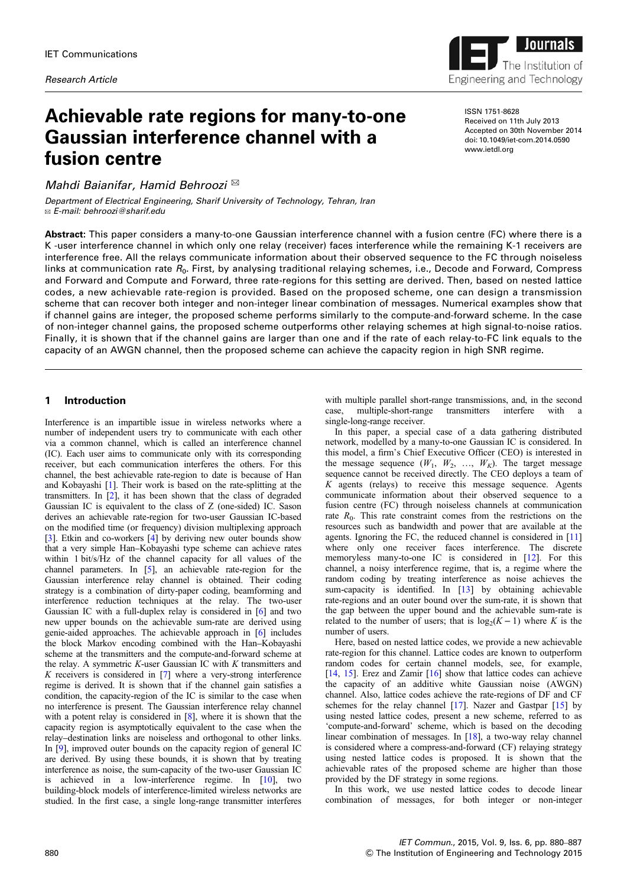IET Communications

*Research Article*

# Achievable rate regions for many-to-one Gaussian interference channel with a fusion centre

ISSN 1751-8628
Received on 11th July 2013
Accepted on 30th November 2014
doi: 10.1049/iet-com.2014.0590
www.ietdl.org

*Mahdi Baianifar, Hamid Behroozi* ✉

*Department of Electrical Engineering, Sharif University of Technology, Tehran, Iran*
✉ *E-mail: behroozi@sharif.edu*

**Abstract:** This paper considers a many-to-one Gaussian interference channel with a fusion centre (FC) where there is a K -user interference channel in which only one relay (receiver) faces interference while the remaining K-1 receivers are interference free. All the relays communicate information about their observed sequence to the FC through noiseless links at communication rate $R_0$. First, by analysing traditional relaying schemes, i.e., Decode and Forward, Compress and Forward and Compute and Forward, three rate-regions for this setting are derived. Then, based on nested lattice codes, a new achievable rate-region is provided. Based on the proposed scheme, one can design a transmission scheme that can recover both integer and non-integer linear combination of messages. Numerical examples show that if channel gains are integer, the proposed scheme performs similarly to the compute-and-forward scheme. In the case of non-integer channel gains, the proposed scheme outperforms other relaying schemes at high signal-to-noise ratios. Finally, it is shown that if the channel gains are larger than one and if the rate of each relay-to-FC link equals to the capacity of an AWGN channel, then the proposed scheme can achieve the capacity region in high SNR regime.

## 1 Introduction

Interference is an impartible issue in wireless networks where a number of independent users try to communicate with each other via a common channel, which is called an interference channel (IC). Each user aims to communicate only with its corresponding receiver, but each communication interferes the others. For this channel, the best achievable rate-region to date is because of Han and Kobayashi [1]. Their work is based on the rate-splitting at the transmitters. In [2], it has been shown that the class of degraded Gaussian IC is equivalent to the class of Z (one-sided) IC. Sason derives an achievable rate-region for two-user Gaussian IC-based on the modified time (or frequency) division multiplexing approach [3]. Etkin and co-workers [4] by deriving new outer bounds show that a very simple Han–Kobayashi type scheme can achieve rates within 1 bit/s/Hz of the channel capacity for all values of the channel parameters. In [5], an achievable rate-region for the Gaussian interference relay channel is obtained. Their coding strategy is a combination of dirty-paper coding, beamforming and interference reduction techniques at the relay. The two-user Gaussian IC with a full-duplex relay is considered in [6] and two new upper bounds on the achievable sum-rate are derived using genie-aided approaches. The achievable approach in [6] includes the block Markov encoding combined with the Han–Kobayashi scheme at the transmitters and the compute-and-forward scheme at the relay. A symmetric $K$-user Gaussian IC with $K$ transmitters and $K$ receivers is considered in [7] where a very-strong interference regime is derived. It is shown that if the channel gain satisfies a condition, the capacity-region of the IC is similar to the case when no interference is present. The Gaussian interference relay channel with a potent relay is considered in [8], where it is shown that the capacity region is asymptotically equivalent to the case where the relay–destination links are noiseless and orthogonal to other links. In [9], improved outer bounds on the capacity region of general IC are derived. By using these bounds, it is shown that by treating interference as noise, the sum-capacity of the two-user Gaussian IC is achieved in a low-interference regime. In [10], two building-block models of interference-limited wireless networks are studied. In the first case, a single long-range transmitter interferes with multiple parallel short-range transmissions, and, in the second case, multiple-short-range transmitters interfere with a single-long-range receiver.

In this paper, a special case of a data gathering distributed network, modelled by a many-to-one Gaussian IC is considered. In this model, a firm's Chief Executive Officer (CEO) is interested in the message sequence ($W_1$, $W_2$, …, $W_K$). The target message sequence cannot be received directly. The CEO deploys a team of $K$ agents (relays) to receive this message sequence. Agents communicate information about their observed sequence to a fusion centre (FC) through noiseless channels at communication rate $R_0$. This rate constraint comes from the restrictions on the resources such as bandwidth and power that are available at the agents. Ignoring the FC, the reduced channel is considered in [11] where only one receiver faces interference. The discrete memoryless many-to-one IC is considered in [12]. For this channel, a noisy interference regime, that is, a regime where the random coding by treating interference as noise achieves the sum-capacity is identified. In [13] by obtaining achievable rate-regions and an outer bound over the sum-rate, it is shown that the gap between the upper bound and the achievable sum-rate is related to the number of users; that is $\log_2(K-1)$ where $K$ is the number of users.

Here, based on nested lattice codes, we provide a new achievable rate-region for this channel. Lattice codes are known to outperform random codes for certain channel models, see, for example, [14, 15]. Erez and Zamir [16] show that lattice codes can achieve the capacity of an additive white Gaussian noise (AWGN) channel. Also, lattice codes achieve the rate-regions of DF and CF schemes for the relay channel [17]. Nazer and Gastpar [15] by using nested lattice codes, present a new scheme, referred to as 'compute-and-forward' scheme, which is based on the decoding linear combination of messages. In [18], a two-way relay channel is considered where a compress-and-forward (CF) relaying strategy using nested lattice codes is proposed. It is shown that the achievable rates of the proposed scheme are higher than those provided by the DF strategy in some regions.

In this work, we use nested lattice codes to decode linear combination of messages, for both integer or non-integer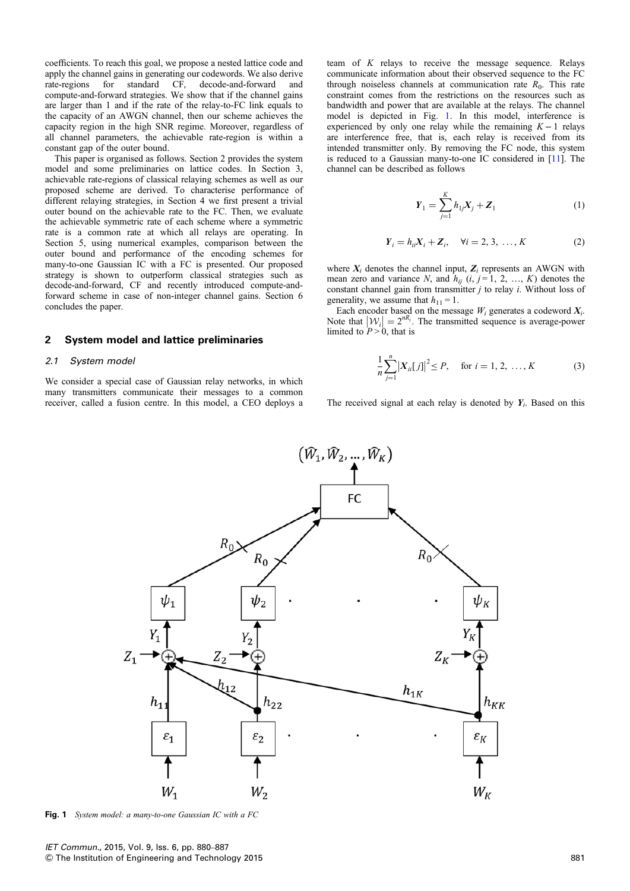coefficients. To reach this goal, we propose a nested lattice code and apply the channel gains in generating our codewords. We also derive rate-regions for standard CF, decode-and-forward and compute-and-forward strategies. We show that if the channel gains are larger than 1 and if the rate of the relay-to-FC link equals to the capacity of an AWGN channel, then our scheme achieves the capacity region in the high SNR regime. Moreover, regardless of all channel parameters, the achievable rate-region is within a constant gap of the outer bound.

This paper is organised as follows. Section 2 provides the system model and some preliminaries on lattice codes. In Section 3, achievable rate-regions of classical relaying schemes as well as our proposed scheme are derived. To characterise performance of different relaying strategies, in Section 4 we first present a trivial outer bound on the achievable rate to the FC. Then, we evaluate the achievable symmetric rate of each scheme where a symmetric rate is a common rate at which all relays are operating. In Section 5, using numerical examples, comparison between the outer bound and performance of the encoding schemes for many-to-one Gaussian IC with a FC is presented. Our proposed strategy is shown to outperform classical strategies such as decode-and-forward, CF and recently introduced compute-and-forward scheme in case of non-integer channel gains. Section 6 concludes the paper.

## 2 System model and lattice preliminaries

### 2.1 System model

We consider a special case of Gaussian relay networks, in which many transmitters communicate their messages to a common receiver, called a fusion centre. In this model, a CEO deploys a team of $K$ relays to receive the message sequence. Relays communicate information about their observed sequence to the FC through noiseless channels at communication rate $R_0$. This rate constraint comes from the restrictions on the resources such as bandwidth and power that are available at the relays. The channel model is depicted in Fig. 1. In this model, interference is experienced by only one relay while the remaining $K-1$ relays are interference free, that is, each relay is received from its intended transmitter only. By removing the FC node, this system is reduced to a Gaussian many-to-one IC considered in [11]. The channel can be described as follows

$$\boldsymbol{Y}_1 = \sum_{j=1}^{K} h_{1j}\boldsymbol{X}_j + \boldsymbol{Z}_1 \tag{1}$$

$$\boldsymbol{Y}_i = h_{ii}\boldsymbol{X}_i + \boldsymbol{Z}_i, \quad \forall i = 2, 3, \ldots, K \tag{2}$$

where $\boldsymbol{X}_i$ denotes the channel input, $\boldsymbol{Z}_i$ represents an AWGN with mean zero and variance $N$, and $h_{ij}$ $(i, j = 1, 2, \ldots, K)$ denotes the constant channel gain from transmitter $j$ to relay $i$. Without loss of generality, we assume that $h_{11} = 1$.

Each encoder based on the message $W_i$ generates a codeword $\boldsymbol{X}_i$. Note that $|\mathcal{W}_i| = 2^{nR_i}$. The transmitted sequence is average-power limited to $P > 0$, that is

$$\frac{1}{n}\sum_{j=1}^{n} \left|\boldsymbol{X}_{ii}[j]\right|^2 \leq P, \quad \text{for } i = 1, 2, \ldots, K \tag{3}$$

The received signal at each relay is denoted by $\boldsymbol{Y}_i$. Based on this

**Fig. 1** *System model: a many-to-one Gaussian IC with a FC*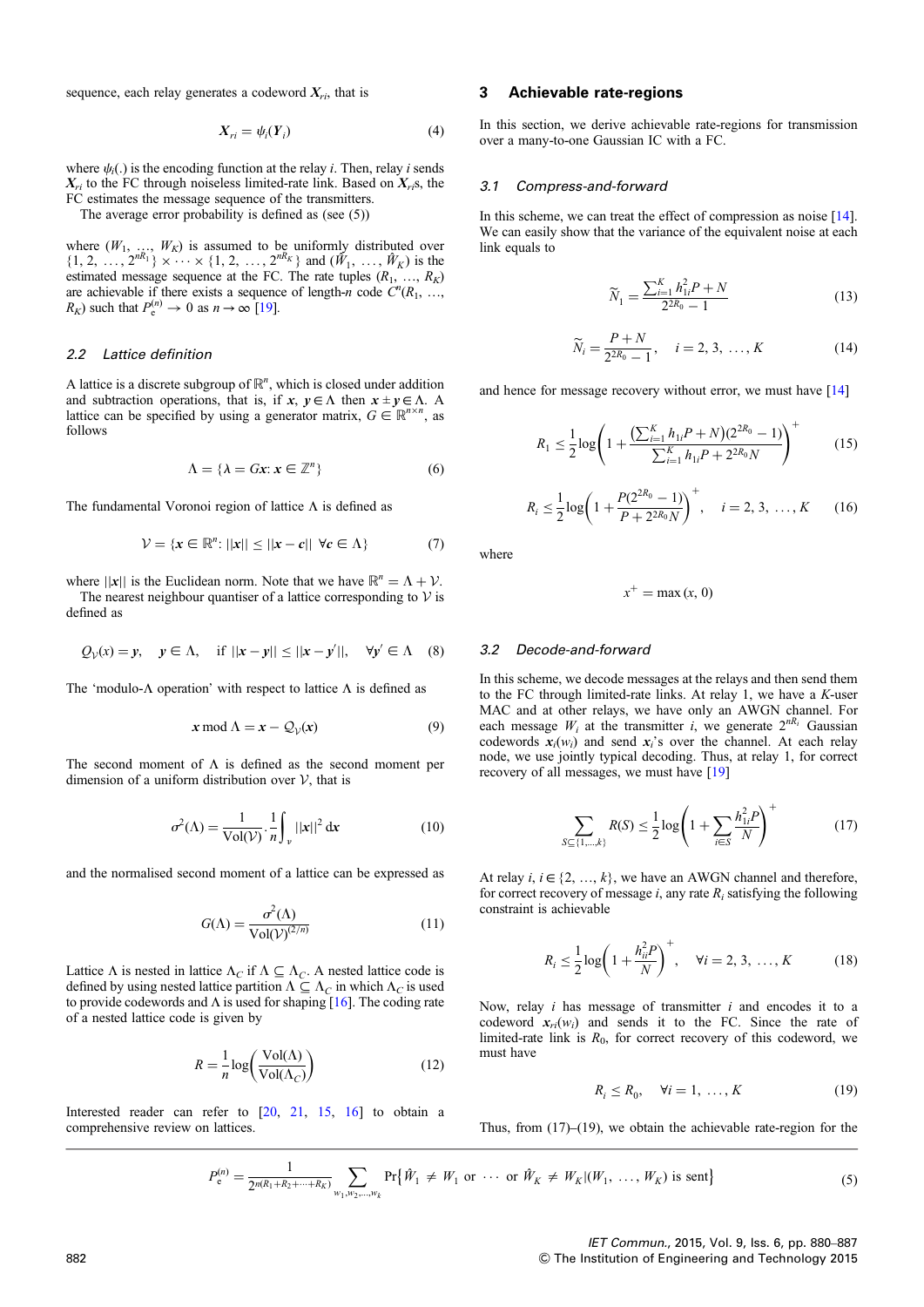sequence, each relay generates a codeword $\boldsymbol{X}_{ri}$, that is

$$\boldsymbol{X}_{ri} = \psi_i(\boldsymbol{Y}_i) \tag{4}$$

where $\psi_i(.)$ is the encoding function at the relay $i$. Then, relay $i$ sends $\boldsymbol{X}_{ri}$ to the FC through noiseless limited-rate link. Based on $\boldsymbol{X}_{ri}$s, the FC estimates the message sequence of the transmitters.

The average error probability is defined as (see (5))

$$P_e^{(n)} = \frac{1}{2^{n(R_1+R_2+\cdots+R_K)}} \sum_{w_1,w_2,\ldots,w_k} \Pr\{\hat{W}_1 \neq W_1 \text{ or } \cdots \text{ or } \hat{W}_K \neq W_K | (W_1, \ldots, W_K) \text{ is sent}\} \tag{5}$$

where $(W_1, \ldots, W_K)$ is assumed to be uniformly distributed over $\{1, 2, \ldots, 2^{nR_1}\} \times \cdots \times \{1, 2, \ldots, 2^{nR_K}\}$ and $(\hat{W}_1, \ldots, \hat{W}_K)$ is the estimated message sequence at the FC. The rate tuples $(R_1, \ldots, R_K)$ are achievable if there exists a sequence of length-$n$ code $C^n(R_1, \ldots, R_K)$ such that $P_e^{(n)} \to 0$ as $n \to \infty$ [19].

### 2.2 Lattice definition

A lattice is a discrete subgroup of $\mathbb{R}^n$, which is closed under addition and subtraction operations, that is, if $\boldsymbol{x}, \boldsymbol{y} \in \Lambda$ then $\boldsymbol{x} \pm \boldsymbol{y} \in \Lambda$. A lattice can be specified by using a generator matrix, $G \in \mathbb{R}^{n \times n}$, as follows

$$\Lambda = \{\lambda = G\boldsymbol{x}: \boldsymbol{x} \in \mathbb{Z}^n\} \tag{6}$$

The fundamental Voronoi region of lattice $\Lambda$ is defined as

$$\mathcal{V} = \{\boldsymbol{x} \in \mathbb{R}^n: ||\boldsymbol{x}|| \leq ||\boldsymbol{x} - \boldsymbol{c}|| \ \ \forall \boldsymbol{c} \in \Lambda\} \tag{7}$$

where $||\boldsymbol{x}||$ is the Euclidean norm. Note that we have $\mathbb{R}^n = \Lambda + \mathcal{V}$.

The nearest neighbour quantiser of a lattice corresponding to $\mathcal{V}$ is defined as

$$Q_{\mathcal{V}}(x) = \boldsymbol{y}, \quad \boldsymbol{y} \in \Lambda, \quad \text{if } ||\boldsymbol{x} - \boldsymbol{y}|| \leq ||\boldsymbol{x} - \boldsymbol{y}'||, \quad \forall \boldsymbol{y}' \in \Lambda \tag{8}$$

The 'modulo-$\Lambda$ operation' with respect to lattice $\Lambda$ is defined as

$$\boldsymbol{x} \bmod \Lambda = \boldsymbol{x} - \mathcal{Q}_{\mathcal{V}}(\boldsymbol{x}) \tag{9}$$

The second moment of $\Lambda$ is defined as the second moment per dimension of a uniform distribution over $\mathcal{V}$, that is

$$\sigma^2(\Lambda) = \frac{1}{\text{Vol}(\mathcal{V})} \cdot \frac{1}{n} \int_{\mathcal{V}} ||\boldsymbol{x}||^2 \, \mathrm{d}\boldsymbol{x} \tag{10}$$

and the normalised second moment of a lattice can be expressed as

$$G(\Lambda) = \frac{\sigma^2(\Lambda)}{\text{Vol}(\mathcal{V})^{(2/n)}} \tag{11}$$

Lattice $\Lambda$ is nested in lattice $\Lambda_C$ if $\Lambda \subseteq \Lambda_C$. A nested lattice code is defined by using nested lattice partition $\Lambda \subseteq \Lambda_C$ in which $\Lambda_C$ is used to provide codewords and $\Lambda$ is used for shaping [16]. The coding rate of a nested lattice code is given by

$$R = \frac{1}{n} \log\left(\frac{\text{Vol}(\Lambda)}{\text{Vol}(\Lambda_C)}\right) \tag{12}$$

Interested reader can refer to [20, 21, 15, 16] to obtain a comprehensive review on lattices.

## 3 Achievable rate-regions

In this section, we derive achievable rate-regions for transmission over a many-to-one Gaussian IC with a FC.

### 3.1 Compress-and-forward

In this scheme, we can treat the effect of compression as noise [14]. We can easily show that the variance of the equivalent noise at each link equals to

$$\widetilde{N}_1 = \frac{\sum_{i=1}^{K} h_{1i}^2 P + N}{2^{2R_0} - 1} \tag{13}$$

$$\widetilde{N}_i = \frac{P + N}{2^{2R_0} - 1}, \quad i = 2, 3, \ldots, K \tag{14}$$

and hence for message recovery without error, we must have [14]

$$R_1 \leq \frac{1}{2} \log\left(1 + \frac{\left(\sum_{i=1}^{K} h_{1i} P + N\right)(2^{2R_0} - 1)}{\sum_{i=1}^{K} h_{1i} P + 2^{2R_0} N}\right)^+ \tag{15}$$

$$R_i \leq \frac{1}{2} \log\left(1 + \frac{P(2^{2R_0} - 1)}{P + 2^{2R_0} N}\right)^+, \quad i = 2, 3, \ldots, K \tag{16}$$

where

$$x^+ = \max(x, 0)$$

### 3.2 Decode-and-forward

In this scheme, we decode messages at the relays and then send them to the FC through limited-rate links. At relay 1, we have a $K$-user MAC and at other relays, we have only an AWGN channel. For each message $W_i$ at the transmitter $i$, we generate $2^{nR_i}$ Gaussian codewords $\boldsymbol{x}_i(w_i)$ and send $\boldsymbol{x}_i$'s over the channel. At each relay node, we use jointly typical decoding. Thus, at relay 1, for correct recovery of all messages, we must have [19]

$$\sum_{S \subseteq \{1, \ldots, k\}} R(S) \leq \frac{1}{2} \log\left(1 + \sum_{i \in S} \frac{h_{1i}^2 P}{N}\right)^+ \tag{17}$$

At relay $i$, $i \in \{2, \ldots, k\}$, we have an AWGN channel and therefore, for correct recovery of message $i$, any rate $R_i$ satisfying the following constraint is achievable

$$R_i \leq \frac{1}{2} \log\left(1 + \frac{h_{ii}^2 P}{N}\right)^+, \quad \forall i = 2, 3, \ldots, K \tag{18}$$

Now, relay $i$ has message of transmitter $i$ and encodes it to a codeword $\boldsymbol{x}_{ri}(w_i)$ and sends it to the FC. Since the rate of limited-rate link is $R_0$, for correct recovery of this codeword, we must have

$$R_i \leq R_0, \quad \forall i = 1, \ldots, K \tag{19}$$

Thus, from (17)–(19), we obtain the achievable rate-region for the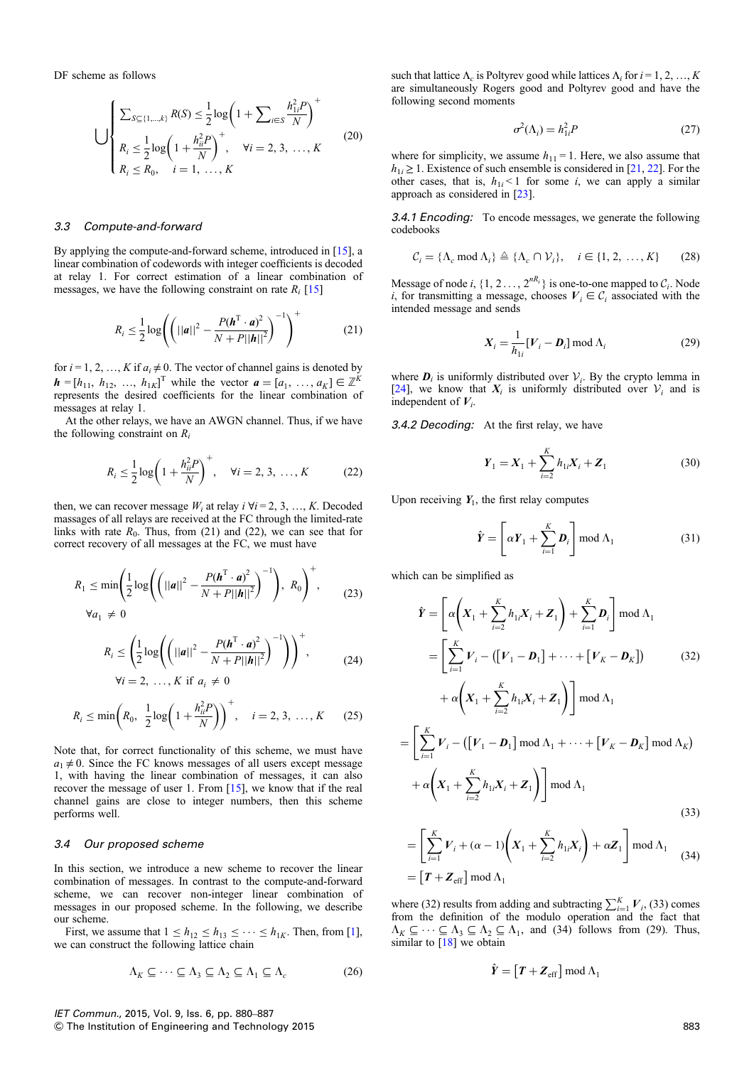DF scheme as follows

$$\bigcup \left\{ \begin{array}{l} \sum_{S \subseteq \{1,\ldots,k\}} R(S) \leq \frac{1}{2}\log\left(1 + \sum_{i \in S} \frac{h_{1i}^2 P}{N}\right)^+ \\ R_i \leq \frac{1}{2}\log\left(1 + \frac{h_{ii}^2 P}{N}\right)^+, \quad \forall i = 2, 3, \ldots, K \\ R_i \leq R_0, \quad i = 1, \ldots, K \end{array} \right. \tag{20}$$

### 3.3 Compute-and-forward

By applying the compute-and-forward scheme, introduced in [15], a linear combination of codewords with integer coefficients is decoded at relay 1. For correct estimation of a linear combination of messages, we have the following constraint on rate $R_i$ [15]

$$R_i \leq \frac{1}{2}\log\left(\left(||\boldsymbol{a}||^2 - \frac{P(\boldsymbol{h}^{\mathrm{T}} \cdot \boldsymbol{a})^2}{N + P||\boldsymbol{h}||^2}\right)^{-1}\right)^+ \tag{21}$$

for $i = 1, 2, \ldots, K$ if $a_i \neq 0$. The vector of channel gains is denoted by $\boldsymbol{h} = [h_{11}, h_{12}, \ldots, h_{1K}]^{\mathrm{T}}$ while the vector $\boldsymbol{a} = [a_1, \ldots, a_K] \in \mathbb{Z}^K$ represents the desired coefficients for the linear combination of messages at relay 1.

At the other relays, we have an AWGN channel. Thus, if we have the following constraint on $R_i$

$$R_i \leq \frac{1}{2}\log\left(1 + \frac{h_{ii}^2 P}{N}\right)^+, \quad \forall i = 2, 3, \ldots, K \tag{22}$$

then, we can recover message $W_i$ at relay $i$ $\forall i = 2, 3, \ldots, K$. Decoded massages of all relays are received at the FC through the limited-rate links with rate $R_0$. Thus, from (21) and (22), we can see that for correct recovery of all messages at the FC, we must have

$$R_1 \leq \min\left(\frac{1}{2}\log\left(\left(||\boldsymbol{a}||^2 - \frac{P(\boldsymbol{h}^{\mathrm{T}} \cdot \boldsymbol{a})^2}{N + P||\boldsymbol{h}||^2}\right)^{-1}\right), R_0\right)^+, \quad \forall a_1 \neq 0 \tag{23}$$

$$R_i \leq \left(\frac{1}{2}\log\left(\left(||\boldsymbol{a}||^2 - \frac{P(\boldsymbol{h}^{\mathrm{T}} \cdot \boldsymbol{a})^2}{N + P||\boldsymbol{h}||^2}\right)^{-1}\right)\right)^+, \quad \forall i = 2, \ldots, K \text{ if } a_i \neq 0 \tag{24}$$

$$R_i \leq \min\left(R_0, \frac{1}{2}\log\left(1 + \frac{h_{ii}^2 P}{N}\right)\right)^+, \quad i = 2, 3, \ldots, K \tag{25}$$

Note that, for correct functionality of this scheme, we must have $a_1 \neq 0$. Since the FC knows messages of all users except message 1, with having the linear combination of messages, it can also recover the message of user 1. From [15], we know that if the real channel gains are close to integer numbers, then this scheme performs well.

### 3.4 Our proposed scheme

In this section, we introduce a new scheme to recover the linear combination of messages. In contrast to the compute-and-forward scheme, we can recover non-integer linear combination of messages in our proposed scheme. In the following, we describe our scheme.

First, we assume that $1 \leq h_{12} \leq h_{13} \leq \cdots \leq h_{1K}$. Then, from [1], we can construct the following lattice chain

$$\Lambda_K \subseteq \cdots \subseteq \Lambda_3 \subseteq \Lambda_2 \subseteq \Lambda_1 \subseteq \Lambda_c \tag{26}$$

such that lattice $\Lambda_c$ is Poltyrev good while lattices $\Lambda_i$ for $i = 1, 2, \ldots, K$ are simultaneously Rogers good and Poltyrev good and have the following second moments

$$\sigma^2(\Lambda_i) = h_{1i}^2 P \tag{27}$$

where for simplicity, we assume $h_{11} = 1$. Here, we also assume that $h_{1i} \geq 1$. Existence of such ensemble is considered in [21, 22]. For the other cases, that is, $h_{1i} < 1$ for some $i$, we can apply a similar approach as considered in [23].

*3.4.1 Encoding:* To encode messages, we generate the following codebooks

$$\mathcal{C}_i = \{\Lambda_c \bmod \Lambda_i\} \triangleq \{\Lambda_c \cap \mathcal{V}_i\}, \quad i \in \{1, 2, \ldots, K\} \tag{28}$$

Message of node $i$, $\{1, 2 \ldots, 2^{nR_i}\}$ is one-to-one mapped to $\mathcal{C}_i$. Node $i$, for transmitting a message, chooses $\boldsymbol{V}_i \in \mathcal{C}_i$ associated with the intended message and sends

$$\boldsymbol{X}_i = \frac{1}{h_{1i}}[\boldsymbol{V}_i - \boldsymbol{D}_i] \bmod \Lambda_i \tag{29}$$

where $\boldsymbol{D}_i$ is uniformly distributed over $\mathcal{V}_i$. By the crypto lemma in [24], we know that $\boldsymbol{X}_i$ is uniformly distributed over $\mathcal{V}_i$ and is independent of $\boldsymbol{V}_i$.

*3.4.2 Decoding:* At the first relay, we have

$$\boldsymbol{Y}_1 = \boldsymbol{X}_1 + \sum_{i=2}^{K} h_{1i}\boldsymbol{X}_i + \boldsymbol{Z}_1 \tag{30}$$

Upon receiving $\boldsymbol{Y}_1$, the first relay computes

$$\hat{\boldsymbol{Y}} = \left[\alpha \boldsymbol{Y}_1 + \sum_{i=1}^{K} \boldsymbol{D}_i\right] \bmod \Lambda_1 \tag{31}$$

which can be simplified as

$$\begin{aligned} \hat{\boldsymbol{Y}} &= \left[\alpha\left(\boldsymbol{X}_1 + \sum_{i=2}^{K} h_{1i}\boldsymbol{X}_i + \boldsymbol{Z}_1\right) + \sum_{i=1}^{K} \boldsymbol{D}_i\right] \bmod \Lambda_1 \\ &= \left[\sum_{i=1}^{K} \boldsymbol{V}_i - \left([\boldsymbol{V}_1 - \boldsymbol{D}_1] + \cdots + [\boldsymbol{V}_K - \boldsymbol{D}_K]\right) \right. \\ &\quad \left. + \alpha\left(\boldsymbol{X}_1 + \sum_{i=2}^{K} h_{1i}\boldsymbol{X}_i + \boldsymbol{Z}_1\right)\right] \bmod \Lambda_1 \end{aligned} \tag{32}$$

$$\begin{aligned} &= \left[\sum_{i=1}^{K} \boldsymbol{V}_i - \left([\boldsymbol{V}_1 - \boldsymbol{D}_1] \bmod \Lambda_1 + \cdots + [\boldsymbol{V}_K - \boldsymbol{D}_K] \bmod \Lambda_K\right) \right. \\ &\quad \left. + \alpha\left(\boldsymbol{X}_1 + \sum_{i=2}^{K} h_{1i}\boldsymbol{X}_i + \boldsymbol{Z}_1\right)\right] \bmod \Lambda_1 \end{aligned} \tag{33}$$

$$\begin{aligned} &= \left[\sum_{i=1}^{K} \boldsymbol{V}_i + (\alpha - 1)\left(\boldsymbol{X}_1 + \sum_{i=2}^{K} h_{1i}\boldsymbol{X}_i\right) + \alpha \boldsymbol{Z}_1\right] \bmod \Lambda_1 \\ &= [\boldsymbol{T} + \boldsymbol{Z}_{\mathrm{eff}}] \bmod \Lambda_1 \end{aligned} \tag{34}$$

where (32) results from adding and subtracting $\sum_{i=1}^{K} \boldsymbol{V}_i$, (33) comes from the definition of the modulo operation and the fact that $\Lambda_K \subseteq \cdots \subseteq \Lambda_3 \subseteq \Lambda_2 \subseteq \Lambda_1$, and (34) follows from (29). Thus, similar to [18] we obtain

$$\hat{\boldsymbol{Y}} = [\boldsymbol{T} + \boldsymbol{Z}_{\mathrm{eff}}] \bmod \Lambda_1$$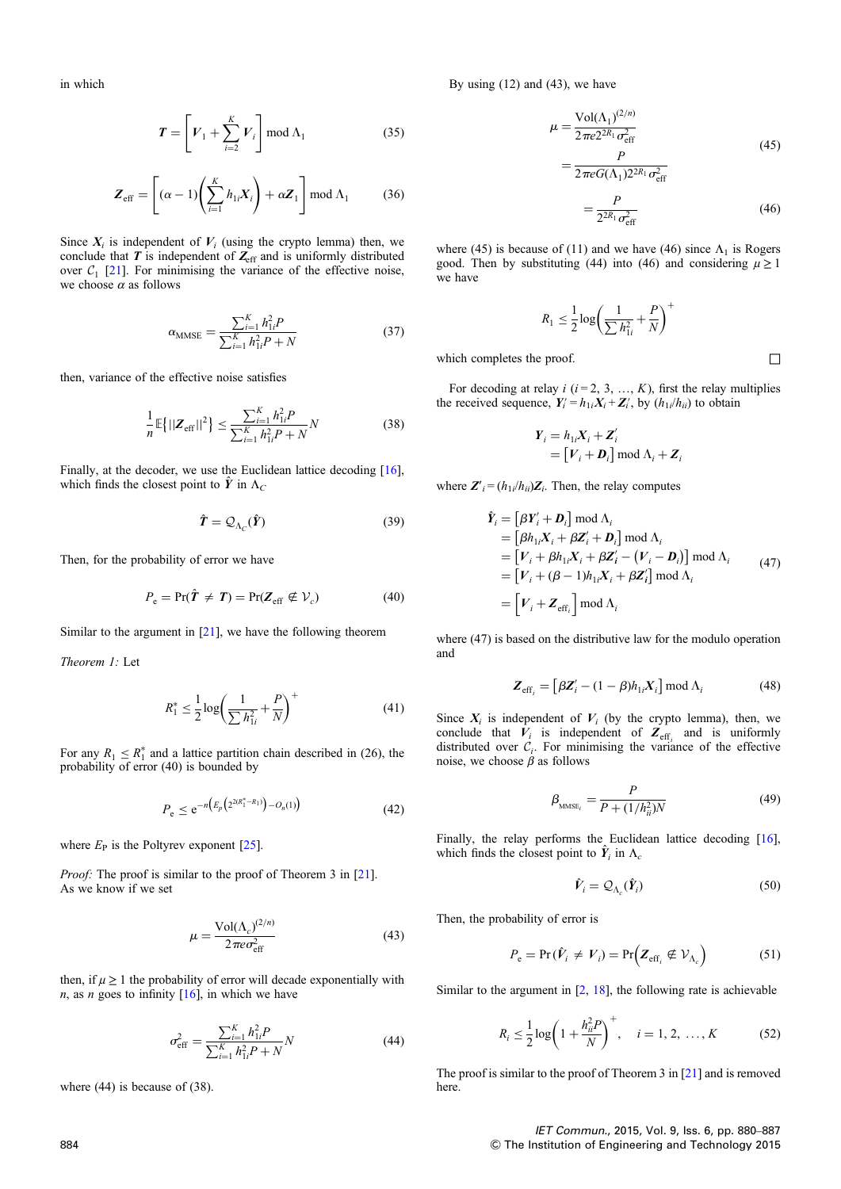in which

$$\boldsymbol{T} = \left[\boldsymbol{V}_1 + \sum_{i=2}^{K} \boldsymbol{V}_i\right] \bmod \Lambda_1 \tag{35}$$

$$\boldsymbol{Z}_{\text{eff}} = \left[(\alpha - 1)\left(\sum_{i=1}^{K} h_{1i}\boldsymbol{X}_i\right) + \alpha \boldsymbol{Z}_1\right] \bmod \Lambda_1 \tag{36}$$

Since $\boldsymbol{X}_i$ is independent of $\boldsymbol{V}_i$ (using the crypto lemma) then, we conclude that $\boldsymbol{T}$ is independent of $\boldsymbol{Z}_{\text{eff}}$ and is uniformly distributed over $\mathcal{C}_1$ [21]. For minimising the variance of the effective noise, we choose $\alpha$ as follows

$$\alpha_{\text{MMSE}} = \frac{\sum_{i=1}^{K} h_{1i}^2 P}{\sum_{i=1}^{K} h_{1i}^2 P + N} \tag{37}$$

then, variance of the effective noise satisfies

$$\frac{1}{n}\mathbb{E}\{||\boldsymbol{Z}_{\text{eff}}||^2\} \le \frac{\sum_{i=1}^{K} h_{1i}^2 P}{\sum_{i=1}^{K} h_{1i}^2 P + N} N \tag{38}$$

Finally, at the decoder, we use the Euclidean lattice decoding [16], which finds the closest point to $\hat{\boldsymbol{Y}}$ in $\Lambda_C$

$$\hat{\boldsymbol{T}} = \mathcal{Q}_{\Lambda_C}(\hat{\boldsymbol{Y}}) \tag{39}$$

Then, for the probability of error we have

$$P_{\text{e}} = \Pr(\hat{\boldsymbol{T}} \ne \boldsymbol{T}) = \Pr(\boldsymbol{Z}_{\text{eff}} \notin \mathcal{V}_c) \tag{40}$$

Similar to the argument in [21], we have the following theorem

*Theorem 1:* Let

$$R_1^* \le \frac{1}{2}\log\left(\frac{1}{\sum h_{1i}^2} + \frac{P}{N}\right)^+ \tag{41}$$

For any $R_1 \le R_1^*$ and a lattice partition chain described in (26), the probability of error (40) is bounded by

$$P_{\text{e}} \le \text{e}^{-n\left(E_{\text{P}}\left(2^{2(R_1^* - R_1)}\right) - O_n(1)\right)} \tag{42}$$

where $E_{\text{P}}$ is the Poltyrev exponent [25].

*Proof:* The proof is similar to the proof of Theorem 3 in [21]. As we know if we set

$$\mu = \frac{\text{Vol}(\Lambda_c)^{(2/n)}}{2\pi e \sigma_{\text{eff}}^2} \tag{43}$$

then, if $\mu \ge 1$ the probability of error will decade exponentially with $n$, as $n$ goes to infinity [16], in which we have

$$\sigma_{\text{eff}}^2 = \frac{\sum_{i=1}^{K} h_{1i}^2 P}{\sum_{i=1}^{K} h_{1i}^2 P + N} N \tag{44}$$

where (44) is because of (38).

By using (12) and (43), we have

$$\mu = \frac{\text{Vol}(\Lambda_1)^{(2/n)}}{2\pi e 2^{2R_1}\sigma_{\text{eff}}^2} = \frac{P}{2\pi e G(\Lambda_1) 2^{2R_1}\sigma_{\text{eff}}^2} \tag{45}$$

$$= \frac{P}{2^{2R_1}\sigma_{\text{eff}}^2} \tag{46}$$

where (45) is because of (11) and we have (46) since $\Lambda_1$ is Rogers good. Then by substituting (44) into (46) and considering $\mu \ge 1$ we have

$$R_1 \le \frac{1}{2}\log\left(\frac{1}{\sum h_{1i}^2} + \frac{P}{N}\right)^+$$

which completes the proof. □

For decoding at relay $i$ ($i = 2, 3, \ldots, K$), first the relay multiplies the received sequence, $\boldsymbol{Y}_i' = h_{1i}\boldsymbol{X}_i + \boldsymbol{Z}_i'$, by $(h_{1i}/h_{ii})$ to obtain

$$\begin{aligned}\boldsymbol{Y}_i &= h_{1i}\boldsymbol{X}_i + \boldsymbol{Z}_i' \\ &= \left[\boldsymbol{V}_i + \boldsymbol{D}_i\right] \bmod \Lambda_i + \boldsymbol{Z}_i\end{aligned}$$

where $\boldsymbol{Z}'_i = (h_{1i}/h_{ii})\boldsymbol{Z}_i$. Then, the relay computes

$$\begin{aligned}\hat{\boldsymbol{Y}}_i &= \left[\beta \boldsymbol{Y}_i' + \boldsymbol{D}_i\right] \bmod \Lambda_i \\ &= \left[\beta h_{1i}\boldsymbol{X}_i + \beta \boldsymbol{Z}_i' + \boldsymbol{D}_i\right] \bmod \Lambda_i \\ &= \left[\boldsymbol{V}_i + \beta h_{1i}\boldsymbol{X}_i + \beta \boldsymbol{Z}_i' - \left(\boldsymbol{V}_i - \boldsymbol{D}_i\right)\right] \bmod \Lambda_i \\ &= \left[\boldsymbol{V}_i + (\beta - 1)h_{1i}\boldsymbol{X}_i + \beta \boldsymbol{Z}_i'\right] \bmod \Lambda_i \\ &= \left[\boldsymbol{V}_i + \boldsymbol{Z}_{\text{eff}_i}\right] \bmod \Lambda_i\end{aligned} \tag{47}$$

where (47) is based on the distributive law for the modulo operation and

$$\boldsymbol{Z}_{\text{eff}_i} = \left[\beta \boldsymbol{Z}_i' - (1 - \beta)h_{1i}\boldsymbol{X}_i\right] \bmod \Lambda_i \tag{48}$$

Since $\boldsymbol{X}_i$ is independent of $\boldsymbol{V}_i$ (by the crypto lemma), then, we conclude that $\boldsymbol{V}_i$ is independent of $\boldsymbol{Z}_{\text{eff}_i}$ and is uniformly distributed over $\mathcal{C}_i$. For minimising the variance of the effective noise, we choose $\beta$ as follows

$$\beta_{\text{MMSE}_i} = \frac{P}{P + (1/h_{ii}^2)N} \tag{49}$$

Finally, the relay performs the Euclidean lattice decoding [16], which finds the closest point to $\hat{\boldsymbol{Y}}_i$ in $\Lambda_c$

$$\hat{\boldsymbol{V}}_i = \mathcal{Q}_{\Lambda_c}(\hat{\boldsymbol{Y}}_i) \tag{50}$$

Then, the probability of error is

$$P_{\text{e}} = \Pr(\hat{\boldsymbol{V}}_i \ne \boldsymbol{V}_i) = \Pr\left(\boldsymbol{Z}_{\text{eff}_i} \notin \mathcal{V}_{\Lambda_c}\right) \tag{51}$$

Similar to the argument in [2, 18], the following rate is achievable

$$R_i \le \frac{1}{2}\log\left(1 + \frac{h_{ii}^2 P}{N}\right)^+, \quad i = 1, 2, \ldots, K \tag{52}$$

The proof is similar to the proof of Theorem 3 in [21] and is removed here.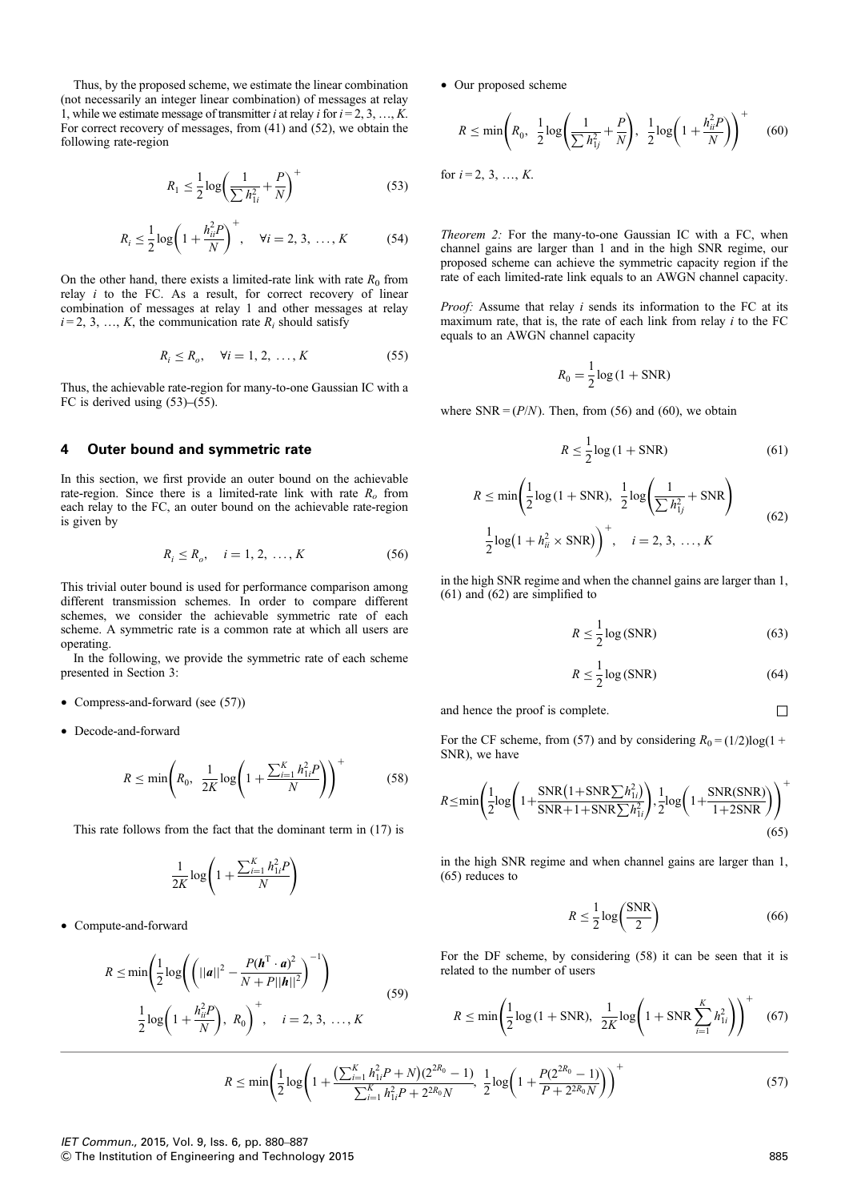Thus, by the proposed scheme, we estimate the linear combination (not necessarily an integer linear combination) of messages at relay 1, while we estimate message of transmitter $i$ at relay $i$ for $i = 2, 3, \ldots, K$. For correct recovery of messages, from (41) and (52), we obtain the following rate-region

$$R_1 \le \frac{1}{2}\log\left(\frac{1}{\sum h_{1i}^2} + \frac{P}{N}\right)^+ \tag{53}$$

$$R_i \le \frac{1}{2}\log\left(1 + \frac{h_{ii}^2 P}{N}\right)^+, \quad \forall i = 2, 3, \ldots, K \tag{54}$$

On the other hand, there exists a limited-rate link with rate $R_0$ from relay $i$ to the FC. As a result, for correct recovery of linear combination of messages at relay 1 and other messages at relay $i = 2, 3, \ldots, K$, the communication rate $R_i$ should satisfy

$$R_i \le R_o, \quad \forall i = 1, 2, \ldots, K \tag{55}$$

Thus, the achievable rate-region for many-to-one Gaussian IC with a FC is derived using (53)–(55).

## 4 Outer bound and symmetric rate

In this section, we first provide an outer bound on the achievable rate-region. Since there is a limited-rate link with rate $R_o$ from each relay to the FC, an outer bound on the achievable rate-region is given by

$$R_i \le R_o, \quad i = 1, 2, \ldots, K \tag{56}$$

This trivial outer bound is used for performance comparison among different transmission schemes. In order to compare different schemes, we consider the achievable symmetric rate of each scheme. A symmetric rate is a common rate at which all users are operating.

In the following, we provide the symmetric rate of each scheme presented in Section 3:

- Compress-and-forward (see (57))
- Decode-and-forward

$$R \le \min\left(R_0, \ \frac{1}{2K}\log\left(1 + \frac{\sum_{i=1}^{K} h_{1i}^2 P}{N}\right)\right)^+ \tag{58}$$

This rate follows from the fact that the dominant term in (17) is

$$\frac{1}{2K}\log\left(1 + \frac{\sum_{i=1}^{K} h_{1i}^2 P}{N}\right)$$

- Compute-and-forward

$$R \le \min\left(\frac{1}{2}\log\left(\left(||\boldsymbol{a}||^2 - \frac{P(\boldsymbol{h}^{\mathrm{T}} \cdot \boldsymbol{a})^2}{N + P||\boldsymbol{h}||^2}\right)^{-1}\right)\right.$$
$$\left.\frac{1}{2}\log\left(1 + \frac{h_{ii}^2 P}{N}\right), \ R_0\right)^+, \quad i = 2, 3, \ldots, K \tag{59}$$

- Our proposed scheme

$$R \le \min\left(R_0, \ \frac{1}{2}\log\left(\frac{1}{\sum h_{1j}^2} + \frac{P}{N}\right), \ \frac{1}{2}\log\left(1 + \frac{h_{ii}^2 P}{N}\right)\right)^+ \tag{60}$$

for $i = 2, 3, \ldots, K$.

*Theorem 2:* For the many-to-one Gaussian IC with a FC, when channel gains are larger than 1 and in the high SNR regime, our proposed scheme can achieve the symmetric capacity region if the rate of each limited-rate link equals to an AWGN channel capacity.

*Proof:* Assume that relay $i$ sends its information to the FC at its maximum rate, that is, the rate of each link from relay $i$ to the FC equals to an AWGN channel capacity

$$R_0 = \frac{1}{2}\log(1 + \mathrm{SNR})$$

where $\mathrm{SNR} = (P/N)$. Then, from (56) and (60), we obtain

$$R \le \frac{1}{2}\log(1 + \mathrm{SNR}) \tag{61}$$

$$R \le \min\left(\frac{1}{2}\log(1 + \mathrm{SNR}), \ \frac{1}{2}\log\left(\frac{1}{\sum h_{1j}^2} + \mathrm{SNR}\right)\right.$$
$$\left.\frac{1}{2}\log\left(1 + h_{ii}^2 \times \mathrm{SNR}\right)\right)^+, \quad i = 2, 3, \ldots, K \tag{62}$$

in the high SNR regime and when the channel gains are larger than 1, (61) and (62) are simplified to

$$R \le \frac{1}{2}\log(\mathrm{SNR}) \tag{63}$$

$$R \le \frac{1}{2}\log(\mathrm{SNR}) \tag{64}$$

and hence the proof is complete. □

For the CF scheme, from (57) and by considering $R_0 = (1/2)\log(1 + \mathrm{SNR})$, we have

$$R \le \min\left(\frac{1}{2}\log\left(1 + \frac{\mathrm{SNR}\left(1 + \mathrm{SNR}\sum h_{1i}^2\right)}{\mathrm{SNR} + 1 + \mathrm{SNR}\sum h_{1i}^2}\right), \frac{1}{2}\log\left(1 + \frac{\mathrm{SNR}(\mathrm{SNR})}{1 + 2\mathrm{SNR}}\right)\right)^+ \tag{65}$$

in the high SNR regime and when channel gains are larger than 1, (65) reduces to

$$R \le \frac{1}{2}\log\left(\frac{\mathrm{SNR}}{2}\right) \tag{66}$$

For the DF scheme, by considering (58) it can be seen that it is related to the number of users

$$R \le \min\left(\frac{1}{2}\log(1 + \mathrm{SNR}), \ \frac{1}{2K}\log\left(1 + \mathrm{SNR}\sum_{i=1}^{K} h_{1i}^2\right)\right)^+ \tag{67}$$

$$R \le \min\left(\frac{1}{2}\log\left(1 + \frac{\left(\sum_{i=1}^{K} h_{1i}^2 P + N\right)(2^{2R_0} - 1)}{\sum_{i=1}^{K} h_{1i}^2 P + 2^{2R_0} N}, \ \frac{1}{2}\log\left(1 + \frac{P(2^{2R_0} - 1)}{P + 2^{2R_0} N}\right)\right)\right)^+ \tag{57}$$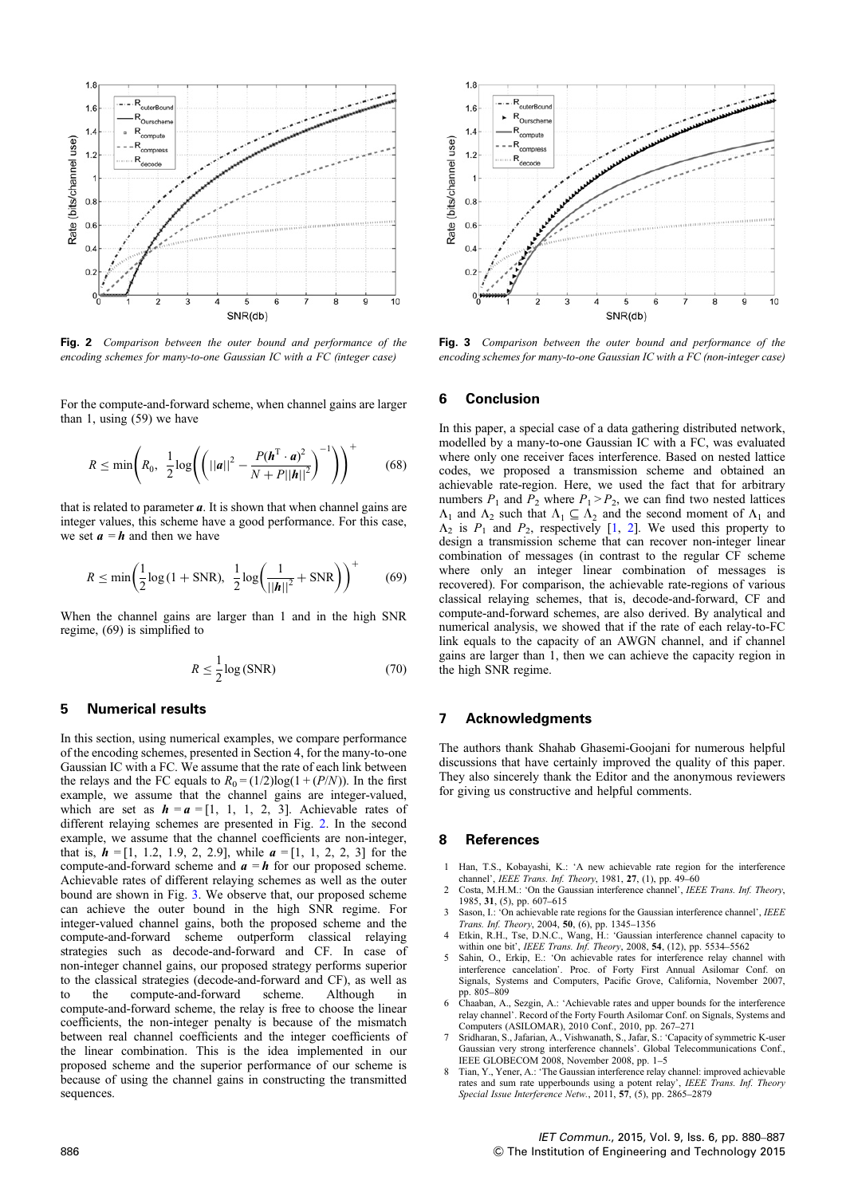**Fig. 2** *Comparison between the outer bound and performance of the encoding schemes for many-to-one Gaussian IC with a FC (integer case)*

**Fig. 3** *Comparison between the outer bound and performance of the encoding schemes for many-to-one Gaussian IC with a FC (non-integer case)*

For the compute-and-forward scheme, when channel gains are larger than 1, using (59) we have

$$R \le \min\left(R_0,\ \frac{1}{2}\log\left(\left(||\boldsymbol{a}||^2 - \frac{P(\boldsymbol{h}^{\mathrm{T}}\cdot\boldsymbol{a})^2}{N + P||\boldsymbol{h}||^2}\right)^{-1}\right)\right)^{+} \tag{68}$$

that is related to parameter $\boldsymbol{a}$. It is shown that when channel gains are integer values, this scheme have a good performance. For this case, we set $\boldsymbol{a} = \boldsymbol{h}$ and then we have

$$R \le \min\left(\frac{1}{2}\log(1 + \mathrm{SNR}),\ \frac{1}{2}\log\left(\frac{1}{||\boldsymbol{h}||^2} + \mathrm{SNR}\right)\right)^{+} \tag{69}$$

When the channel gains are larger than 1 and in the high SNR regime, (69) is simplified to

$$R \le \frac{1}{2}\log(\mathrm{SNR}) \tag{70}$$

## 5 Numerical results

In this section, using numerical examples, we compare performance of the encoding schemes, presented in Section 4, for the many-to-one Gaussian IC with a FC. We assume that the rate of each link between the relays and the FC equals to $R_0 = (1/2)\log(1 + (P/N))$. In the first example, we assume that the channel gains are integer-valued, which are set as $\boldsymbol{h} = \boldsymbol{a} = [1,\ 1,\ 1,\ 2,\ 3]$. Achievable rates of different relaying schemes are presented in Fig. 2. In the second example, we assume that the channel coefficients are non-integer, that is, $\boldsymbol{h} = [1,\ 1.2,\ 1.9,\ 2,\ 2.9]$, while $\boldsymbol{a} = [1,\ 1,\ 2,\ 2,\ 3]$ for the compute-and-forward scheme and $\boldsymbol{a} = \boldsymbol{h}$ for our proposed scheme. Achievable rates of different relaying schemes as well as the outer bound are shown in Fig. 3. We observe that, our proposed scheme can achieve the outer bound in the high SNR regime. For integer-valued channel gains, both the proposed scheme and the compute-and-forward scheme outperform classical relaying strategies such as decode-and-forward and CF. In case of non-integer channel gains, our proposed strategy performs superior to the classical strategies (decode-and-forward and CF), as well as to the compute-and-forward scheme. Although in compute-and-forward scheme, the relay is free to choose the linear coefficients, the non-integer penalty is because of the mismatch between real channel coefficients and the integer coefficients of the linear combination. This is the idea implemented in our proposed scheme and the superior performance of our scheme is because of using the channel gains in constructing the transmitted sequences.

## 6 Conclusion

In this paper, a special case of a data gathering distributed network, modelled by a many-to-one Gaussian IC with a FC, was evaluated where only one receiver faces interference. Based on nested lattice codes, we proposed a transmission scheme and obtained an achievable rate-region. Here, we used the fact that for arbitrary numbers $P_1$ and $P_2$ where $P_1 > P_2$, we can find two nested lattices $\Lambda_1$ and $\Lambda_2$ such that $\Lambda_1 \subseteq \Lambda_2$ and the second moment of $\Lambda_1$ and $\Lambda_2$ is $P_1$ and $P_2$, respectively [1, 2]. We used this property to design a transmission scheme that can recover non-integer linear combination of messages (in contrast to the regular CF scheme where only an integer linear combination of messages is recovered). For comparison, the achievable rate-regions of various classical relaying schemes, that is, decode-and-forward, CF and compute-and-forward schemes, are also derived. By analytical and numerical analysis, we showed that if the rate of each relay-to-FC link equals to the capacity of an AWGN channel, and if channel gains are larger than 1, then we can achieve the capacity region in the high SNR regime.

## 7 Acknowledgments

The authors thank Shahab Ghasemi-Goojani for numerous helpful discussions that have certainly improved the quality of this paper. They also sincerely thank the Editor and the anonymous reviewers for giving us constructive and helpful comments.

## 8 References

1. Han, T.S., Kobayashi, K.: 'A new achievable rate region for the interference channel', *IEEE Trans. Inf. Theory*, 1981, **27**, (1), pp. 49–60
2. Costa, M.H.M.: 'On the Gaussian interference channel', *IEEE Trans. Inf. Theory*, 1985, **31**, (5), pp. 607–615
3. Sason, I.: 'On achievable rate regions for the Gaussian interference channel', *IEEE Trans. Inf. Theory*, 2004, **50**, (6), pp. 1345–1356
4. Etkin, R.H., Tse, D.N.C., Wang, H.: 'Gaussian interference channel capacity to within one bit', *IEEE Trans. Inf. Theory*, 2008, **54**, (12), pp. 5534–5562
5. Sahin, O., Erkip, E.: 'On achievable rates for interference relay channel with interference cancelation'. Proc. of Forty First Annual Asilomar Conf. on Signals, Systems and Computers, Pacific Grove, California, November 2007, pp. 805–809
6. Chaaban, A., Sezgin, A.: 'Achievable rates and upper bounds for the interference relay channel'. Record of the Forty Fourth Asilomar Conf. on Signals, Systems and Computers (ASILOMAR), 2010 Conf., 2010, pp. 267–271
7. Sridharan, S., Jafarian, A., Vishwanath, S., Jafar, S.: 'Capacity of symmetric K-user Gaussian very strong interference channels'. Global Telecommunications Conf., IEEE GLOBECOM 2008, November 2008, pp. 1–5
8. Tian, Y., Yener, A.: 'The Gaussian interference relay channel: improved achievable rates and sum rate upperbounds using a potent relay', *IEEE Trans. Inf. Theory Special Issue Interference Netw.*, 2011, **57**, (5), pp. 2865–2879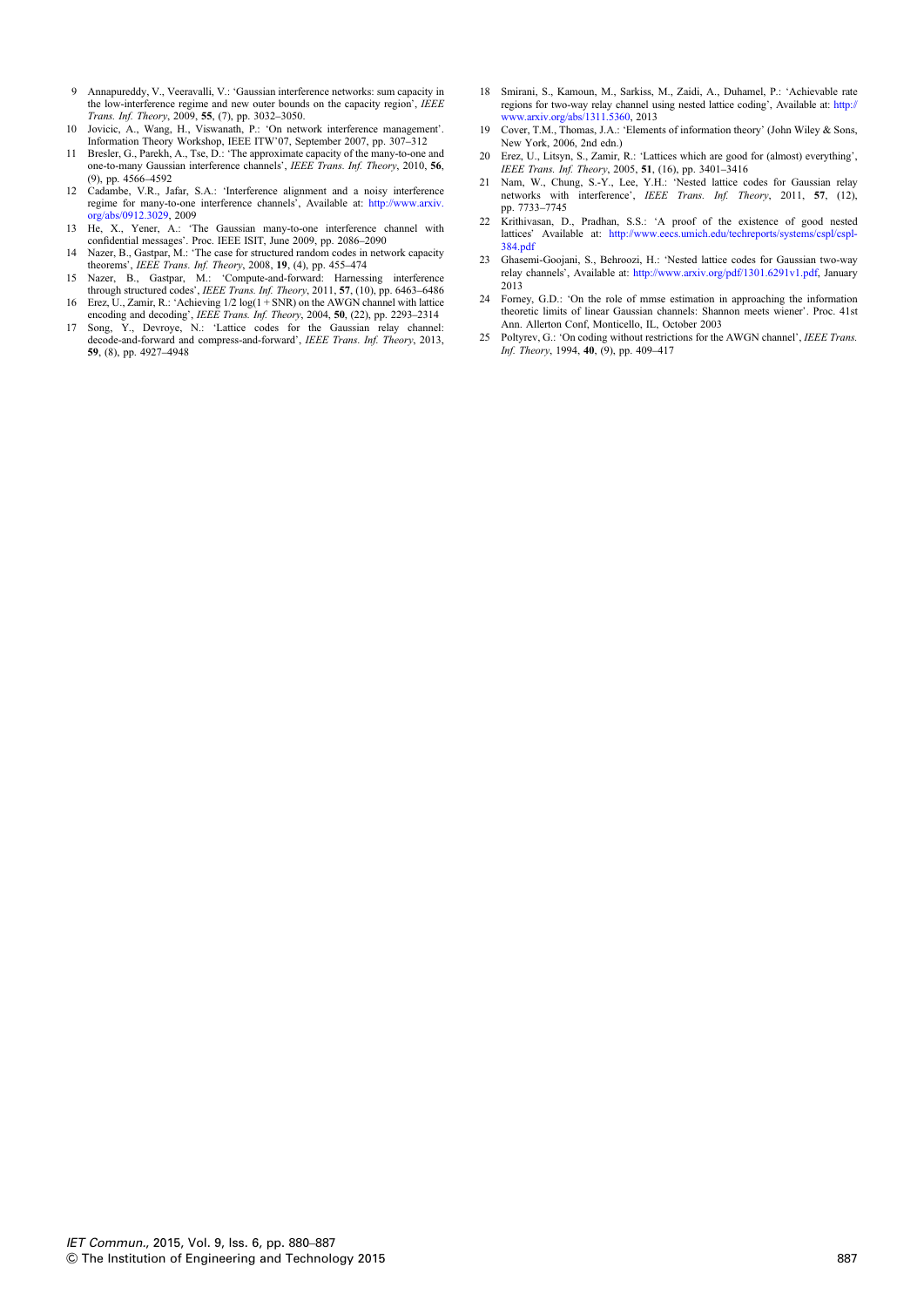9 Annapureddy, V., Veeravalli, V.: 'Gaussian interference networks: sum capacity in the low-interference regime and new outer bounds on the capacity region', *IEEE Trans. Inf. Theory*, 2009, **55**, (7), pp. 3032–3050.

10 Jovicic, A., Wang, H., Viswanath, P.: 'On network interference management'. Information Theory Workshop, IEEE ITW'07, September 2007, pp. 307–312

11 Bresler, G., Parekh, A., Tse, D.: 'The approximate capacity of the many-to-one and one-to-many Gaussian interference channels', *IEEE Trans. Inf. Theory*, 2010, **56**, (9), pp. 4566–4592

12 Cadambe, V.R., Jafar, S.A.: 'Interference alignment and a noisy interference regime for many-to-one interference channels', Available at: http://www.arxiv.org/abs/0912.3029, 2009

13 He, X., Yener, A.: 'The Gaussian many-to-one interference channel with confidential messages'. Proc. IEEE ISIT, June 2009, pp. 2086–2090

14 Nazer, B., Gastpar, M.: 'The case for structured random codes in network capacity theorems', *IEEE Trans. Inf. Theory*, 2008, **19**, (4), pp. 455–474

15 Nazer, B., Gastpar, M.: 'Compute-and-forward: Harnessing interference through structured codes', *IEEE Trans. Inf. Theory*, 2011, **57**, (10), pp. 6463–6486

16 Erez, U., Zamir, R.: 'Achieving 1/2 log(1 + SNR) on the AWGN channel with lattice encoding and decoding', *IEEE Trans. Inf. Theory*, 2004, **50**, (22), pp. 2293–2314

17 Song, Y., Devroye, N.: 'Lattice codes for the Gaussian relay channel: decode-and-forward and compress-and-forward', *IEEE Trans. Inf. Theory*, 2013, **59**, (8), pp. 4927–4948

18 Smirani, S., Kamoun, M., Sarkiss, M., Zaidi, A., Duhamel, P.: 'Achievable rate regions for two-way relay channel using nested lattice coding', Available at: http://www.arxiv.org/abs/1311.5360, 2013

19 Cover, T.M., Thomas, J.A.: 'Elements of information theory' (John Wiley & Sons, New York, 2006, 2nd edn.)

20 Erez, U., Litsyn, S., Zamir, R.: 'Lattices which are good for (almost) everything', *IEEE Trans. Inf. Theory*, 2005, **51**, (16), pp. 3401–3416

21 Nam, W., Chung, S.-Y., Lee, Y.H.: 'Nested lattice codes for Gaussian relay networks with interference', *IEEE Trans. Inf. Theory*, 2011, **57**, (12), pp. 7733–7745

22 Krithivasan, D., Pradhan, S.S.: 'A proof of the existence of good nested lattices' Available at: http://www.eecs.umich.edu/techreports/systems/cspl/cspl-384.pdf

23 Ghasemi-Goojani, S., Behroozi, H.: 'Nested lattice codes for Gaussian two-way relay channels', Available at: http://www.arxiv.org/pdf/1301.6291v1.pdf, January 2013

24 Forney, G.D.: 'On the role of mmse estimation in approaching the information theoretic limits of linear Gaussian channels: Shannon meets wiener'. Proc. 41st Ann. Allerton Conf, Monticello, IL, October 2003

25 Poltyrev, G.: 'On coding without restrictions for the AWGN channel', *IEEE Trans. Inf. Theory*, 1994, **40**, (9), pp. 409–417